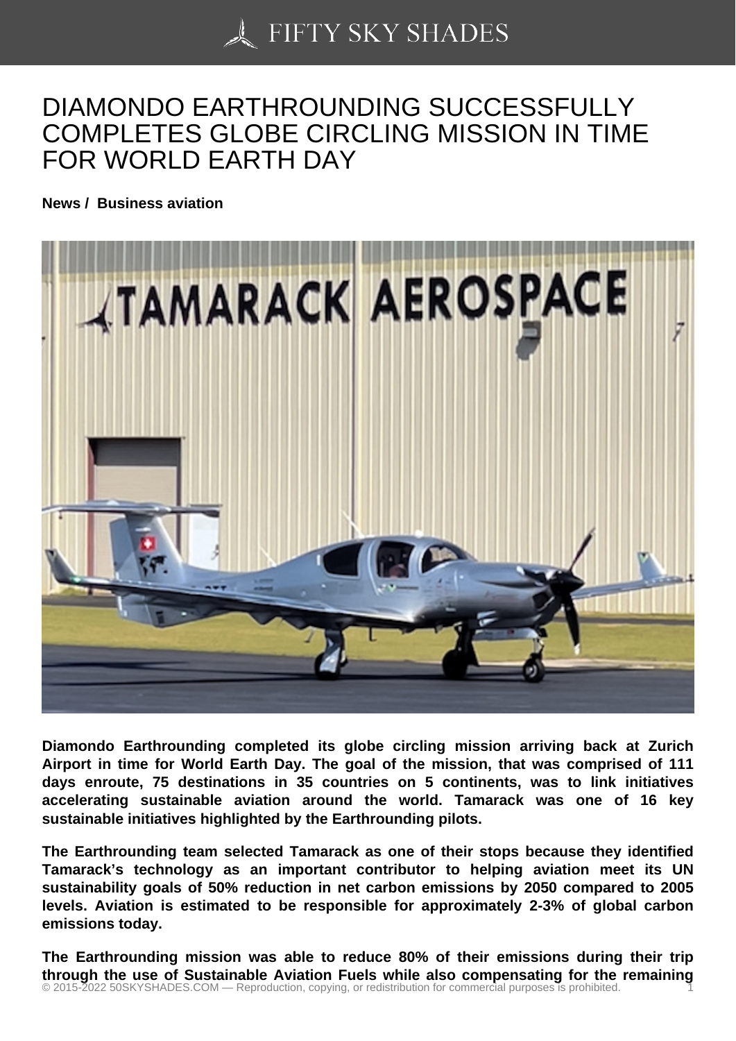# DIAMONDO EARTHROUNDING SUCCESSFULLY COMPLETES GLOBE CIRCLING MISSION IN TIME FOR WORLD EARTH DAY

**News / Business aviation**

**Diamondo Earthrounding completed its globe circling mission arriving back at Zurich Airport in time for World Earth Day. The goal of the mission, that was comprised of 111 days enroute, 75 destinations in 35 countries on 5 continents, was to link initiatives accelerating sustainable aviation around the world. Tamarack was one of 16 key sustainable initiatives highlighted by the Earthrounding pilots.**

**The Earthrounding team selected Tamarack as one of their stops because they identified Tamarack's technology as an important contributor to helping aviation meet its UN sustainability goals of 50% reduction in net carbon emissions by 2050 compared to 2005 levels. Aviation is estimated to be responsible for approximately 2-3% of global carbon emissions today.**

**The Earthrounding mission was able to reduce 80% of their emissions during their trip through the use of Sustainable Aviation Fuels while also compensating for the remaining**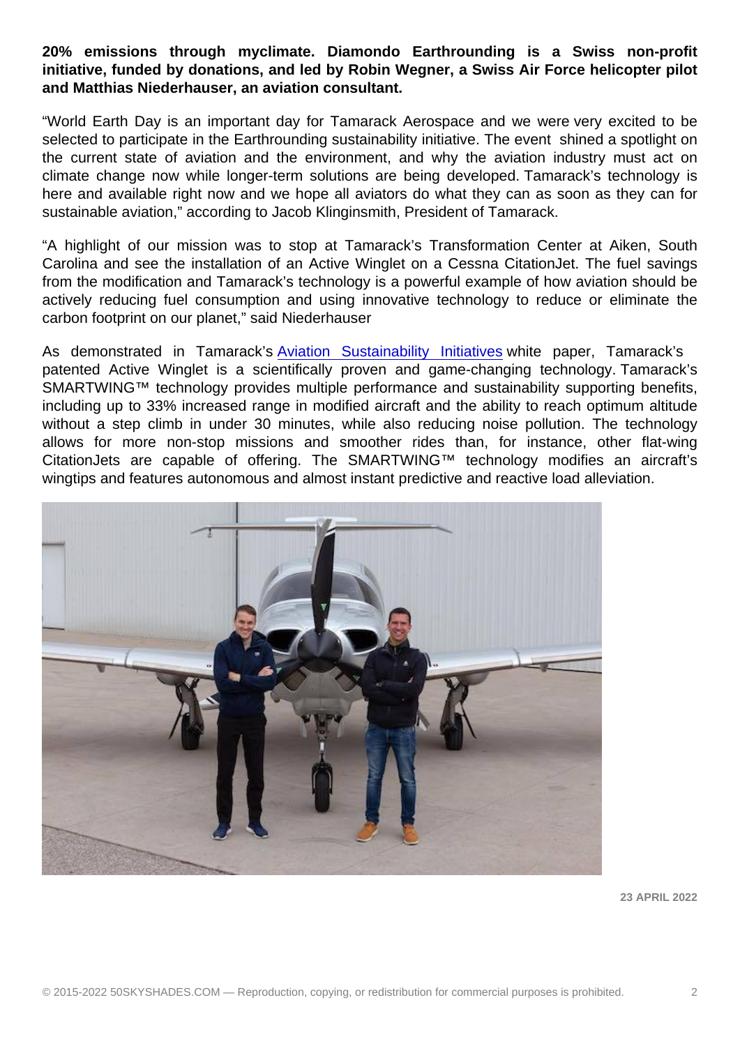**20% emissions through myclimate. Diamondo Earthrounding is a Swiss non-profit initiative, funded by donations, and led by Robin Wegner, a Swiss Air Force helicopter pilot and Matthias Niederhauser, an aviation consultant.**

"World Earth Day is an important day for Tamarack Aerospace and we were very excited to be selected to participate in the Earthrounding sustainability initiative. The event shined a spotlight on the current state of aviation and the environment, and why the aviation industry must act on climate change now while longer-term solutions are being developed. Tamarack's technology is here and available right now and we hope all aviators do what they can as soon as they can for sustainable aviation," according to Jacob Klinginsmith, President of Tamarack.

"A highlight of our mission was to stop at Tamarack's Transformation Center at Aiken, South Carolina and see the installation of an Active Winglet on a Cessna CitationJet. The fuel savings from the modification and Tamarack's technology is a powerful example of how aviation should be actively reducing fuel consumption and using innovative technology to reduce or eliminate the carbon footprint on our planet," said Niederhauser

As demonstrated in Tamarack's Aviation Sustainability Initiatives white paper, Tamarack's patented Active Winglet is a scientifically proven and game-changing technology. Tamarack's SMARTWING™ technology provides multiple performance and sustainability supporting benefits, including up to 33% increased range in modified aircraft and the ability to reach optimum altitude without a step climb in under 30 minutes, while also reducing noise pollution. The technology allows for more non-stop missions and smoother rides than, for instance, other flat-wing CitationJets are capable of offering. The SMARTWING™ technology modifies an aircraft's wingtips and features autonomous and almost instant predictive and reactive load alleviation.

**23 APRIL 2022**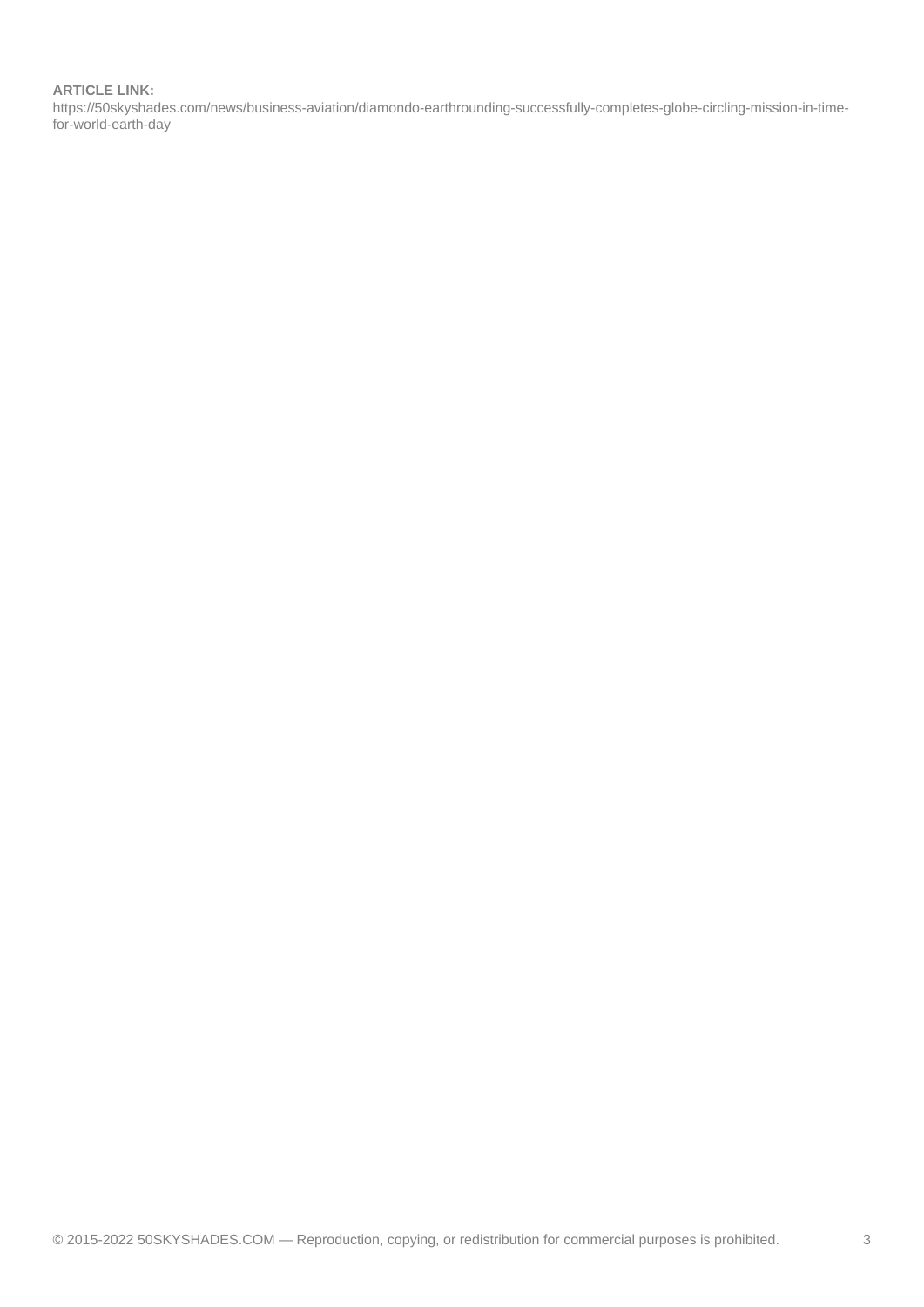**ARTICLE LINK:**

https://50skyshades.com/news/business-aviation/diamondo-earthrounding-successfully-completes-globe-circling-mission-in-time-for-world-earth-day